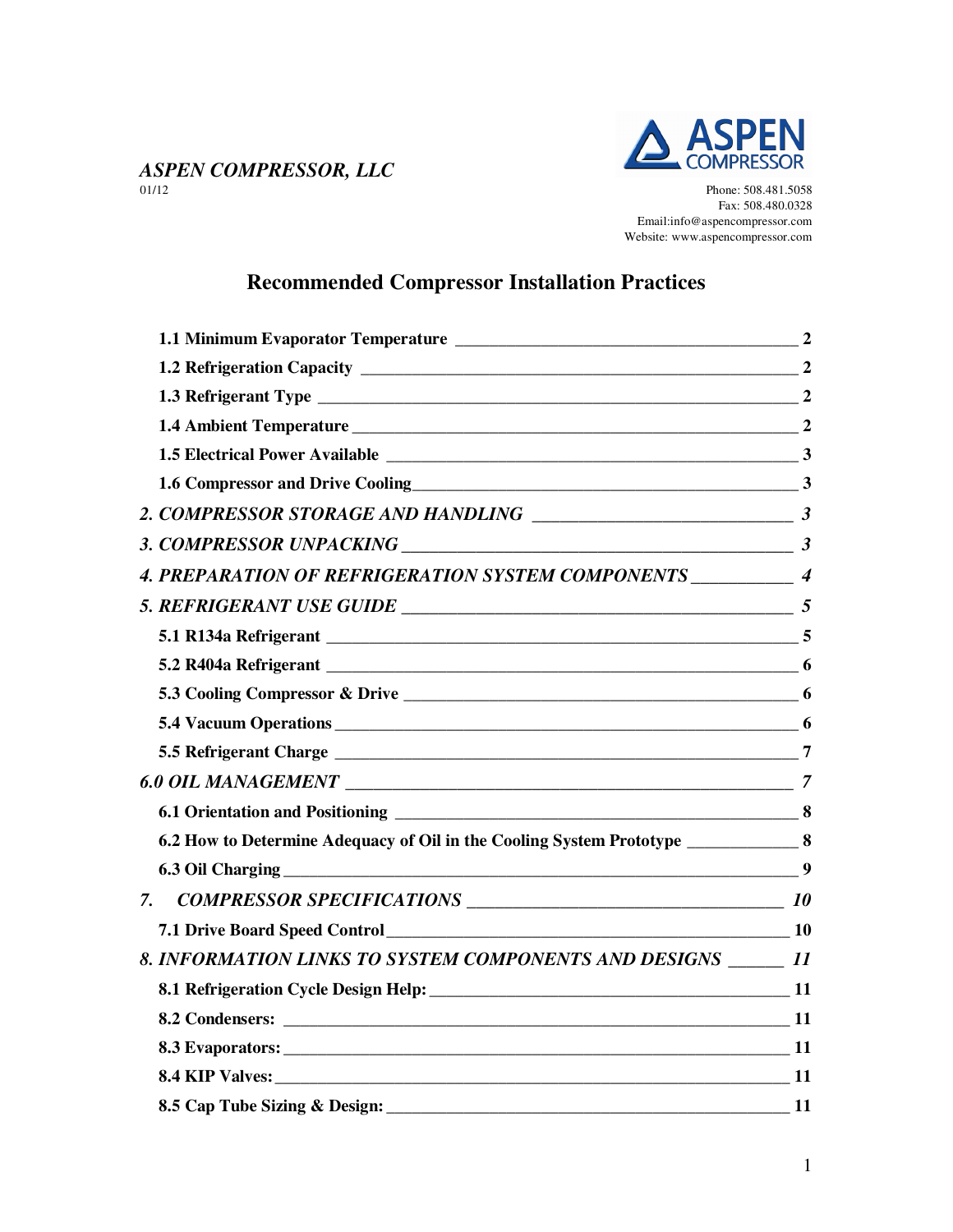*ASPEN COMPRESSOR, LLC*

01/12

ASPEN COMPRESSOR

Phone: 508.481.5058
Fax: 508.480.0328
Email:info@aspencompressor.com
Website: www.aspencompressor.com

# Recommended Compressor Installation Practices

**1.1 Minimum Evaporator Temperature** ______ **2**

**1.2 Refrigeration Capacity** ______ **2**

**1.3 Refrigerant Type** ______ **2**

**1.4 Ambient Temperature** ______ **2**

**1.5 Electrical Power Available** ______ **3**

**1.6 Compressor and Drive Cooling** ______ **3**

***2. COMPRESSOR STORAGE AND HANDLING*** ______ ***3***

***3. COMPRESSOR UNPACKING*** ______ ***3***

***4. PREPARATION OF REFRIGERATION SYSTEM COMPONENTS*** ______ ***4***

***5. REFRIGERANT USE GUIDE*** ______ ***5***

**5.1 R134a Refrigerant** ______ **5**

**5.2 R404a Refrigerant** ______ **6**

**5.3 Cooling Compressor & Drive** ______ **6**

**5.4 Vacuum Operations** ______ **6**

**5.5 Refrigerant Charge** ______ **7**

***6.0 OIL MANAGEMENT*** ______ ***7***

**6.1 Orientation and Positioning** ______ **8**

**6.2 How to Determine Adequacy of Oil in the Cooling System Prototype** ______ **8**

**6.3 Oil Charging** ______ **9**

***7. COMPRESSOR SPECIFICATIONS*** ______ ***10***

**7.1 Drive Board Speed Control** ______ **10**

***8. INFORMATION LINKS TO SYSTEM COMPONENTS AND DESIGNS*** ______ ***11***

**8.1 Refrigeration Cycle Design Help:** ______ **11**

**8.2 Condensers:** ______ **11**

**8.3 Evaporators:** ______ **11**

**8.4 KIP Valves:** ______ **11**

**8.5 Cap Tube Sizing & Design:** ______ **11**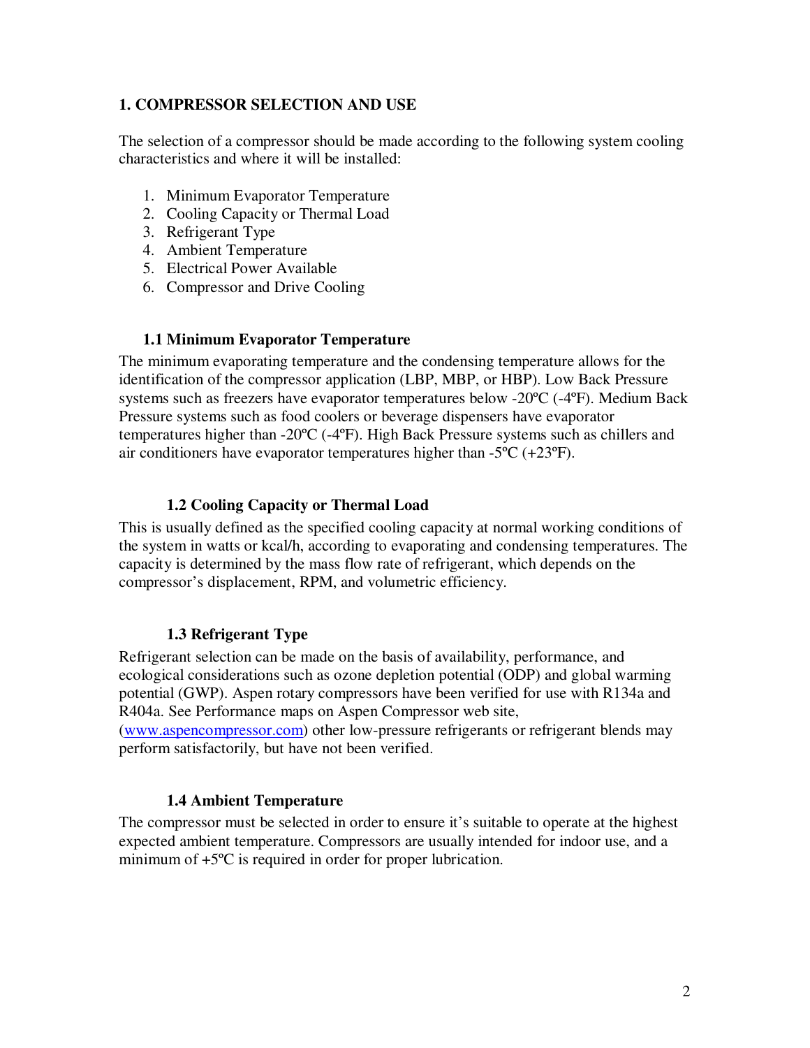## 1. COMPRESSOR SELECTION AND USE

The selection of a compressor should be made according to the following system cooling characteristics and where it will be installed:

1. Minimum Evaporator Temperature
2. Cooling Capacity or Thermal Load
3. Refrigerant Type
4. Ambient Temperature
5. Electrical Power Available
6. Compressor and Drive Cooling

### 1.1 Minimum Evaporator Temperature

The minimum evaporating temperature and the condensing temperature allows for the identification of the compressor application (LBP, MBP, or HBP). Low Back Pressure systems such as freezers have evaporator temperatures below -20ºC (-4ºF). Medium Back Pressure systems such as food coolers or beverage dispensers have evaporator temperatures higher than -20ºC (-4ºF). High Back Pressure systems such as chillers and air conditioners have evaporator temperatures higher than -5ºC (+23ºF).

### 1.2 Cooling Capacity or Thermal Load

This is usually defined as the specified cooling capacity at normal working conditions of the system in watts or kcal/h, according to evaporating and condensing temperatures. The capacity is determined by the mass flow rate of refrigerant, which depends on the compressor's displacement, RPM, and volumetric efficiency.

### 1.3 Refrigerant Type

Refrigerant selection can be made on the basis of availability, performance, and ecological considerations such as ozone depletion potential (ODP) and global warming potential (GWP). Aspen rotary compressors have been verified for use with R134a and R404a. See Performance maps on Aspen Compressor web site, (www.aspencompressor.com) other low-pressure refrigerants or refrigerant blends may perform satisfactorily, but have not been verified.

### 1.4 Ambient Temperature

The compressor must be selected in order to ensure it's suitable to operate at the highest expected ambient temperature. Compressors are usually intended for indoor use, and a minimum of +5ºC is required in order for proper lubrication.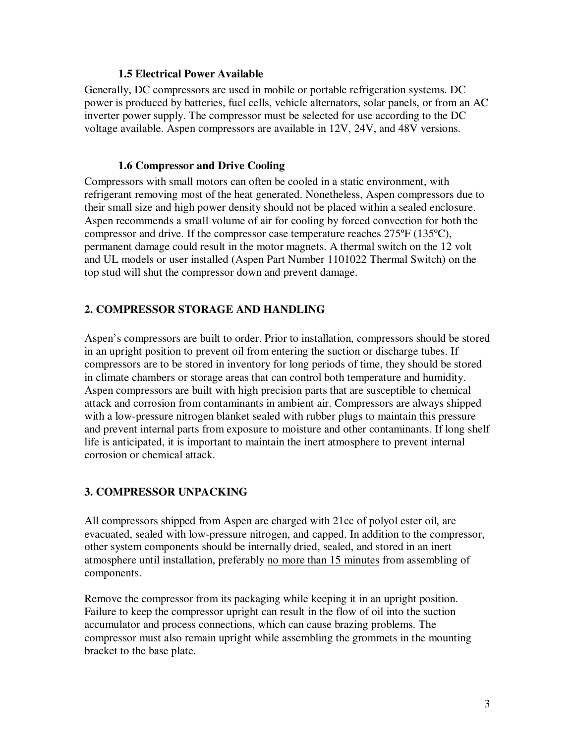### 1.5 Electrical Power Available

Generally, DC compressors are used in mobile or portable refrigeration systems. DC power is produced by batteries, fuel cells, vehicle alternators, solar panels, or from an AC inverter power supply. The compressor must be selected for use according to the DC voltage available. Aspen compressors are available in 12V, 24V, and 48V versions.

### 1.6 Compressor and Drive Cooling

Compressors with small motors can often be cooled in a static environment, with refrigerant removing most of the heat generated. Nonetheless, Aspen compressors due to their small size and high power density should not be placed within a sealed enclosure. Aspen recommends a small volume of air for cooling by forced convection for both the compressor and drive. If the compressor case temperature reaches 275ºF (135ºC), permanent damage could result in the motor magnets. A thermal switch on the 12 volt and UL models or user installed (Aspen Part Number 1101022 Thermal Switch) on the top stud will shut the compressor down and prevent damage.

## 2. COMPRESSOR STORAGE AND HANDLING

Aspen's compressors are built to order. Prior to installation, compressors should be stored in an upright position to prevent oil from entering the suction or discharge tubes. If compressors are to be stored in inventory for long periods of time, they should be stored in climate chambers or storage areas that can control both temperature and humidity. Aspen compressors are built with high precision parts that are susceptible to chemical attack and corrosion from contaminants in ambient air. Compressors are always shipped with a low-pressure nitrogen blanket sealed with rubber plugs to maintain this pressure and prevent internal parts from exposure to moisture and other contaminants. If long shelf life is anticipated, it is important to maintain the inert atmosphere to prevent internal corrosion or chemical attack.

## 3. COMPRESSOR UNPACKING

All compressors shipped from Aspen are charged with 21cc of polyol ester oil, are evacuated, sealed with low-pressure nitrogen, and capped. In addition to the compressor, other system components should be internally dried, sealed, and stored in an inert atmosphere until installation, preferably <u>no more than 15 minutes</u> from assembling of components.

Remove the compressor from its packaging while keeping it in an upright position. Failure to keep the compressor upright can result in the flow of oil into the suction accumulator and process connections, which can cause brazing problems. The compressor must also remain upright while assembling the grommets in the mounting bracket to the base plate.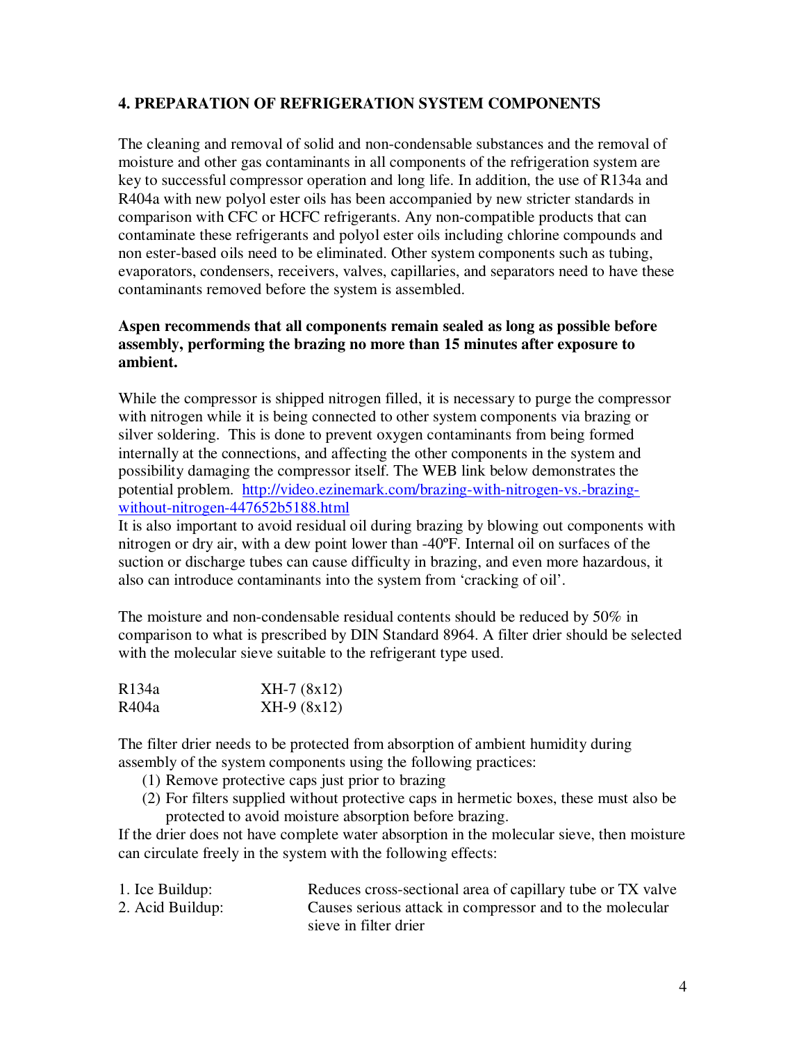## 4. PREPARATION OF REFRIGERATION SYSTEM COMPONENTS

The cleaning and removal of solid and non-condensable substances and the removal of moisture and other gas contaminants in all components of the refrigeration system are key to successful compressor operation and long life. In addition, the use of R134a and R404a with new polyol ester oils has been accompanied by new stricter standards in comparison with CFC or HCFC refrigerants. Any non-compatible products that can contaminate these refrigerants and polyol ester oils including chlorine compounds and non ester-based oils need to be eliminated. Other system components such as tubing, evaporators, condensers, receivers, valves, capillaries, and separators need to have these contaminants removed before the system is assembled.

**Aspen recommends that all components remain sealed as long as possible before assembly, performing the brazing no more than 15 minutes after exposure to ambient.**

While the compressor is shipped nitrogen filled, it is necessary to purge the compressor with nitrogen while it is being connected to other system components via brazing or silver soldering. This is done to prevent oxygen contaminants from being formed internally at the connections, and affecting the other components in the system and possibility damaging the compressor itself. The WEB link below demonstrates the potential problem. [http://video.ezinemark.com/brazing-with-nitrogen-vs.-brazing-without-nitrogen-447652b5188.html](http://video.ezinemark.com/brazing-with-nitrogen-vs.-brazing-without-nitrogen-447652b5188.html)
It is also important to avoid residual oil during brazing by blowing out components with nitrogen or dry air, with a dew point lower than -40ºF. Internal oil on surfaces of the suction or discharge tubes can cause difficulty in brazing, and even more hazardous, it also can introduce contaminants into the system from 'cracking of oil'.

The moisture and non-condensable residual contents should be reduced by 50% in comparison to what is prescribed by DIN Standard 8964. A filter drier should be selected with the molecular sieve suitable to the refrigerant type used.

| | |
|---|---|
| R134a | XH-7 (8x12) |
| R404a | XH-9 (8x12) |

The filter drier needs to be protected from absorption of ambient humidity during assembly of the system components using the following practices:

(1) Remove protective caps just prior to brazing
(2) For filters supplied without protective caps in hermetic boxes, these must also be protected to avoid moisture absorption before brazing.

If the drier does not have complete water absorption in the molecular sieve, then moisture can circulate freely in the system with the following effects:

| | |
|---|---|
| 1. Ice Buildup: | Reduces cross-sectional area of capillary tube or TX valve |
| 2. Acid Buildup: | Causes serious attack in compressor and to the molecular sieve in filter drier |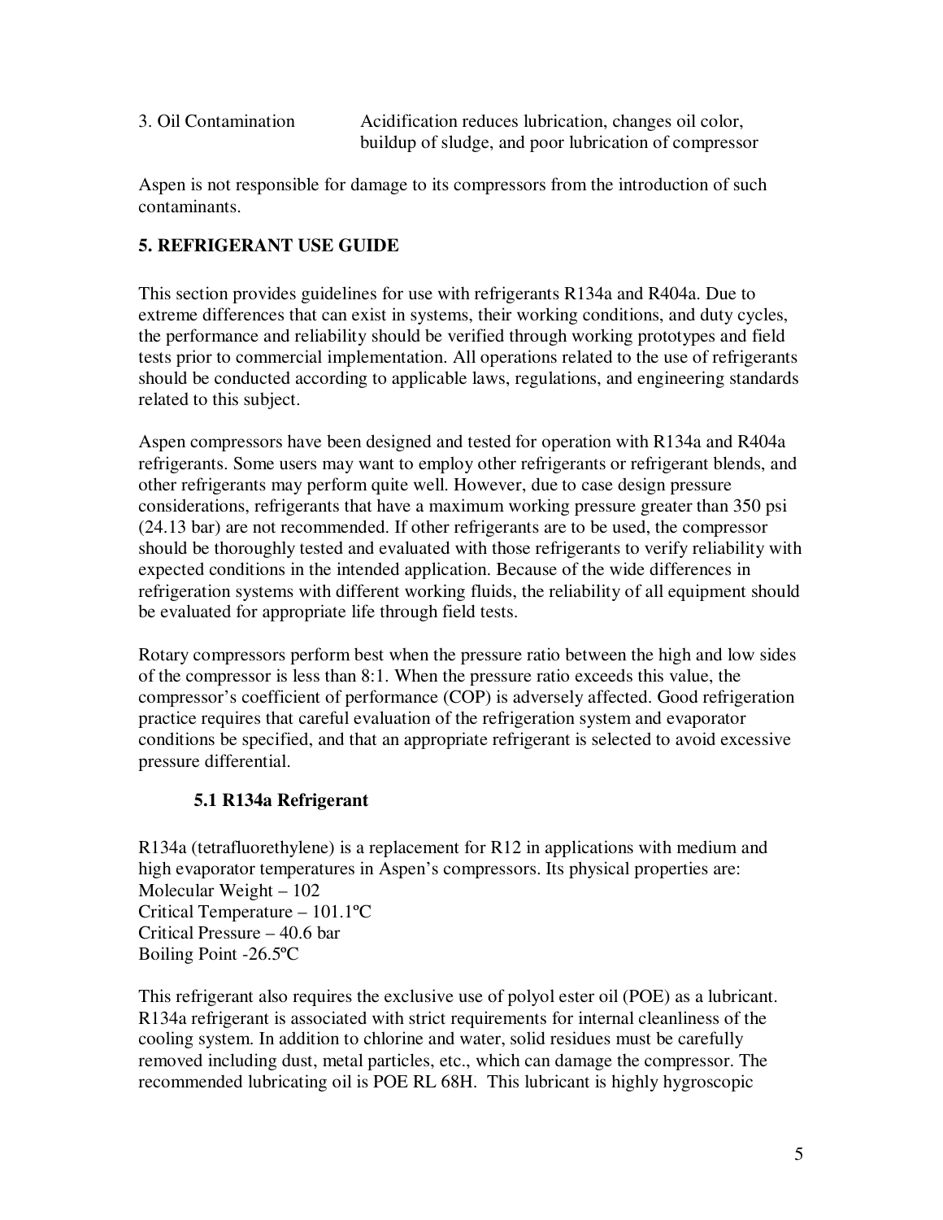| 3. Oil Contamination | Acidification reduces lubrication, changes oil color, buildup of sludge, and poor lubrication of compressor |
|---|---|

Aspen is not responsible for damage to its compressors from the introduction of such contaminants.

## 5. REFRIGERANT USE GUIDE

This section provides guidelines for use with refrigerants R134a and R404a. Due to extreme differences that can exist in systems, their working conditions, and duty cycles, the performance and reliability should be verified through working prototypes and field tests prior to commercial implementation. All operations related to the use of refrigerants should be conducted according to applicable laws, regulations, and engineering standards related to this subject.

Aspen compressors have been designed and tested for operation with R134a and R404a refrigerants. Some users may want to employ other refrigerants or refrigerant blends, and other refrigerants may perform quite well. However, due to case design pressure considerations, refrigerants that have a maximum working pressure greater than 350 psi (24.13 bar) are not recommended. If other refrigerants are to be used, the compressor should be thoroughly tested and evaluated with those refrigerants to verify reliability with expected conditions in the intended application. Because of the wide differences in refrigeration systems with different working fluids, the reliability of all equipment should be evaluated for appropriate life through field tests.

Rotary compressors perform best when the pressure ratio between the high and low sides of the compressor is less than 8:1. When the pressure ratio exceeds this value, the compressor's coefficient of performance (COP) is adversely affected. Good refrigeration practice requires that careful evaluation of the refrigeration system and evaporator conditions be specified, and that an appropriate refrigerant is selected to avoid excessive pressure differential.

### 5.1 R134a Refrigerant

R134a (tetrafluorethylene) is a replacement for R12 in applications with medium and high evaporator temperatures in Aspen's compressors. Its physical properties are:
Molecular Weight – 102
Critical Temperature – 101.1ºC
Critical Pressure – 40.6 bar
Boiling Point -26.5ºC

This refrigerant also requires the exclusive use of polyol ester oil (POE) as a lubricant. R134a refrigerant is associated with strict requirements for internal cleanliness of the cooling system. In addition to chlorine and water, solid residues must be carefully removed including dust, metal particles, etc., which can damage the compressor. The recommended lubricating oil is POE RL 68H. This lubricant is highly hygroscopic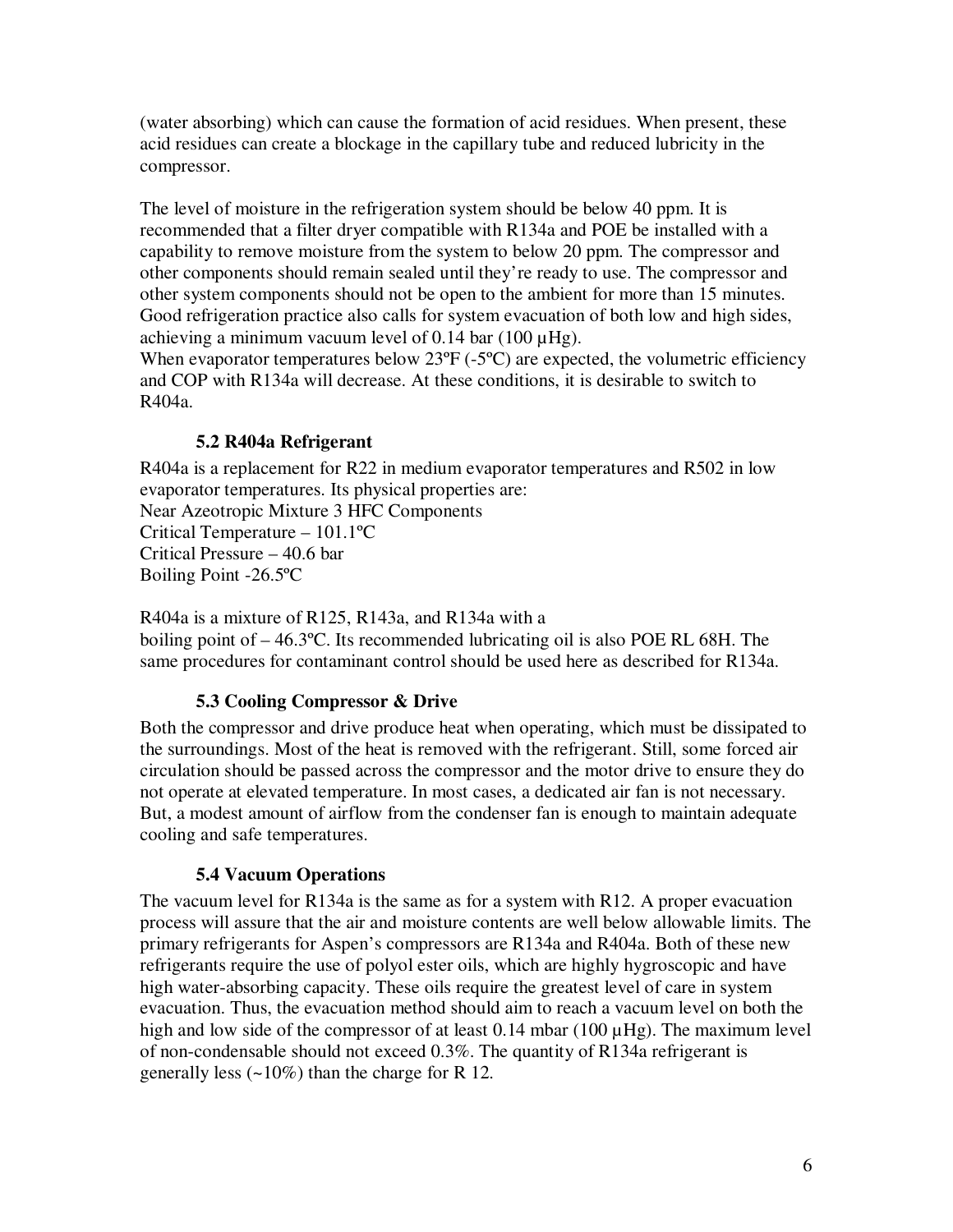(water absorbing) which can cause the formation of acid residues. When present, these acid residues can create a blockage in the capillary tube and reduced lubricity in the compressor.

The level of moisture in the refrigeration system should be below 40 ppm. It is recommended that a filter dryer compatible with R134a and POE be installed with a capability to remove moisture from the system to below 20 ppm. The compressor and other components should remain sealed until they're ready to use. The compressor and other system components should not be open to the ambient for more than 15 minutes. Good refrigeration practice also calls for system evacuation of both low and high sides, achieving a minimum vacuum level of 0.14 bar (100 µHg).
When evaporator temperatures below 23ºF (-5ºC) are expected, the volumetric efficiency and COP with R134a will decrease. At these conditions, it is desirable to switch to R404a.

### 5.2 R404a Refrigerant

R404a is a replacement for R22 in medium evaporator temperatures and R502 in low evaporator temperatures. Its physical properties are:
Near Azeotropic Mixture 3 HFC Components
Critical Temperature – 101.1ºC
Critical Pressure – 40.6 bar
Boiling Point -26.5ºC

R404a is a mixture of R125, R143a, and R134a with a
boiling point of – 46.3ºC. Its recommended lubricating oil is also POE RL 68H. The same procedures for contaminant control should be used here as described for R134a.

### 5.3 Cooling Compressor & Drive

Both the compressor and drive produce heat when operating, which must be dissipated to the surroundings. Most of the heat is removed with the refrigerant. Still, some forced air circulation should be passed across the compressor and the motor drive to ensure they do not operate at elevated temperature. In most cases, a dedicated air fan is not necessary. But, a modest amount of airflow from the condenser fan is enough to maintain adequate cooling and safe temperatures.

### 5.4 Vacuum Operations

The vacuum level for R134a is the same as for a system with R12. A proper evacuation process will assure that the air and moisture contents are well below allowable limits. The primary refrigerants for Aspen's compressors are R134a and R404a. Both of these new refrigerants require the use of polyol ester oils, which are highly hygroscopic and have high water-absorbing capacity. These oils require the greatest level of care in system evacuation. Thus, the evacuation method should aim to reach a vacuum level on both the high and low side of the compressor of at least 0.14 mbar (100 µHg). The maximum level of non-condensable should not exceed 0.3%. The quantity of R134a refrigerant is generally less (~10%) than the charge for R 12.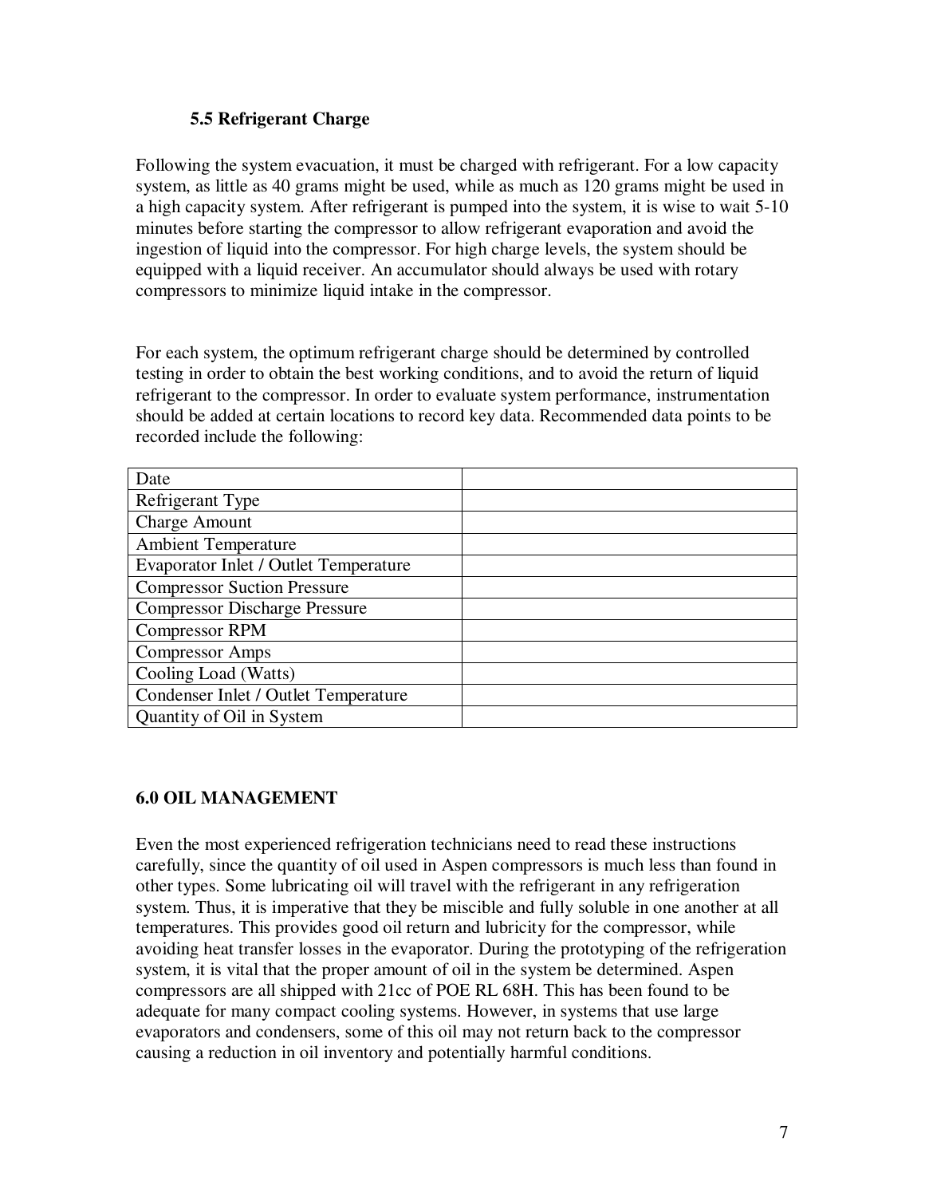### 5.5 Refrigerant Charge

Following the system evacuation, it must be charged with refrigerant. For a low capacity system, as little as 40 grams might be used, while as much as 120 grams might be used in a high capacity system. After refrigerant is pumped into the system, it is wise to wait 5-10 minutes before starting the compressor to allow refrigerant evaporation and avoid the ingestion of liquid into the compressor. For high charge levels, the system should be equipped with a liquid receiver. An accumulator should always be used with rotary compressors to minimize liquid intake in the compressor.

For each system, the optimum refrigerant charge should be determined by controlled testing in order to obtain the best working conditions, and to avoid the return of liquid refrigerant to the compressor. In order to evaluate system performance, instrumentation should be added at certain locations to record key data. Recommended data points to be recorded include the following:

| | |
|---|---|
| Date | |
| Refrigerant Type | |
| Charge Amount | |
| Ambient Temperature | |
| Evaporator Inlet / Outlet Temperature | |
| Compressor Suction Pressure | |
| Compressor Discharge Pressure | |
| Compressor RPM | |
| Compressor Amps | |
| Cooling Load (Watts) | |
| Condenser Inlet / Outlet Temperature | |
| Quantity of Oil in System | |

## 6.0 OIL MANAGEMENT

Even the most experienced refrigeration technicians need to read these instructions carefully, since the quantity of oil used in Aspen compressors is much less than found in other types. Some lubricating oil will travel with the refrigerant in any refrigeration system. Thus, it is imperative that they be miscible and fully soluble in one another at all temperatures. This provides good oil return and lubricity for the compressor, while avoiding heat transfer losses in the evaporator. During the prototyping of the refrigeration system, it is vital that the proper amount of oil in the system be determined. Aspen compressors are all shipped with 21cc of POE RL 68H. This has been found to be adequate for many compact cooling systems. However, in systems that use large evaporators and condensers, some of this oil may not return back to the compressor causing a reduction in oil inventory and potentially harmful conditions.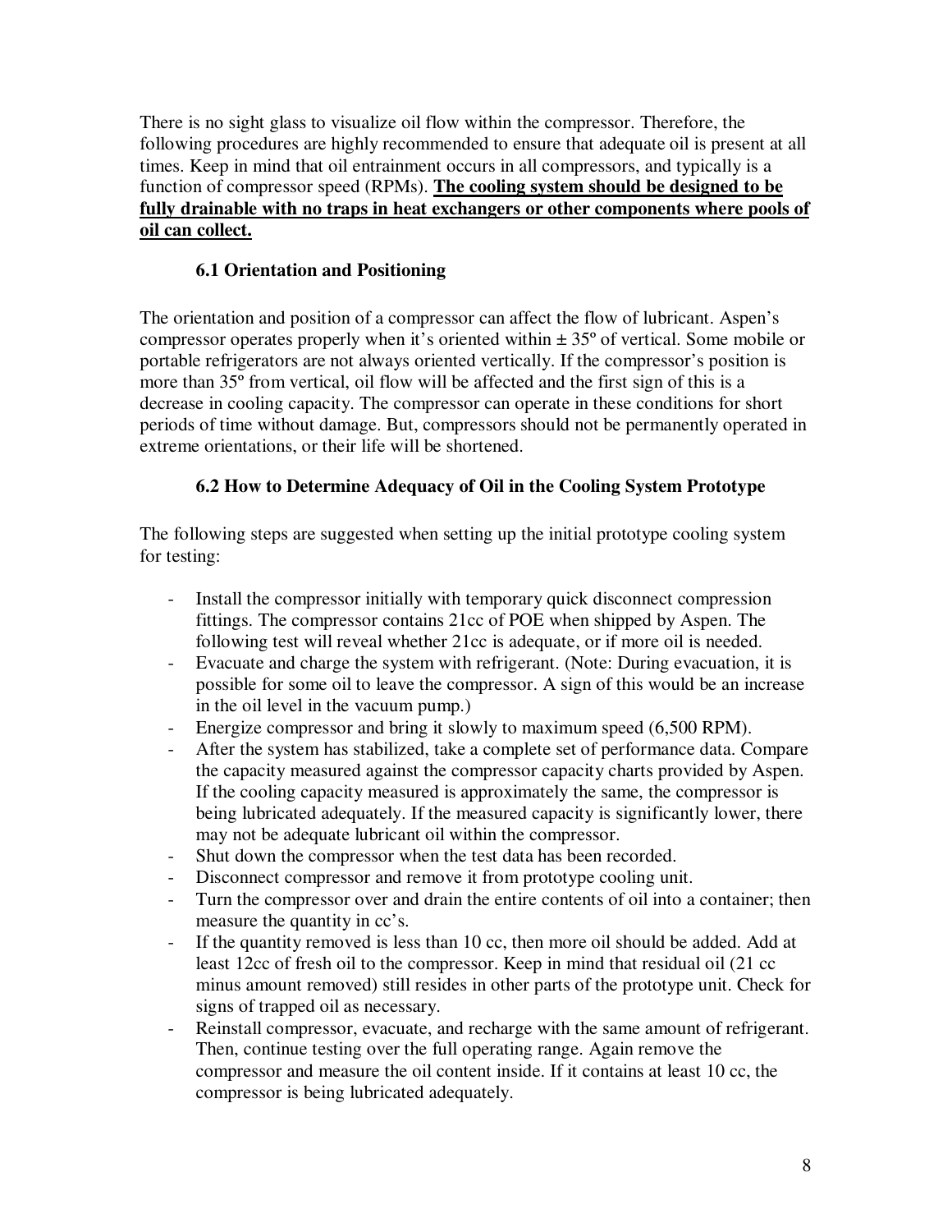There is no sight glass to visualize oil flow within the compressor. Therefore, the following procedures are highly recommended to ensure that adequate oil is present at all times. Keep in mind that oil entrainment occurs in all compressors, and typically is a function of compressor speed (RPMs). <u>**The cooling system should be designed to be fully drainable with no traps in heat exchangers or other components where pools of oil can collect.**</u>

### 6.1 Orientation and Positioning

The orientation and position of a compressor can affect the flow of lubricant. Aspen's compressor operates properly when it's oriented within ± 35º of vertical. Some mobile or portable refrigerators are not always oriented vertically. If the compressor's position is more than 35º from vertical, oil flow will be affected and the first sign of this is a decrease in cooling capacity. The compressor can operate in these conditions for short periods of time without damage. But, compressors should not be permanently operated in extreme orientations, or their life will be shortened.

### 6.2 How to Determine Adequacy of Oil in the Cooling System Prototype

The following steps are suggested when setting up the initial prototype cooling system for testing:

- Install the compressor initially with temporary quick disconnect compression fittings. The compressor contains 21cc of POE when shipped by Aspen. The following test will reveal whether 21cc is adequate, or if more oil is needed.
- Evacuate and charge the system with refrigerant. (Note: During evacuation, it is possible for some oil to leave the compressor. A sign of this would be an increase in the oil level in the vacuum pump.)
- Energize compressor and bring it slowly to maximum speed (6,500 RPM).
- After the system has stabilized, take a complete set of performance data. Compare the capacity measured against the compressor capacity charts provided by Aspen. If the cooling capacity measured is approximately the same, the compressor is being lubricated adequately. If the measured capacity is significantly lower, there may not be adequate lubricant oil within the compressor.
- Shut down the compressor when the test data has been recorded.
- Disconnect compressor and remove it from prototype cooling unit.
- Turn the compressor over and drain the entire contents of oil into a container; then measure the quantity in cc's.
- If the quantity removed is less than 10 cc, then more oil should be added. Add at least 12cc of fresh oil to the compressor. Keep in mind that residual oil (21 cc minus amount removed) still resides in other parts of the prototype unit. Check for signs of trapped oil as necessary.
- Reinstall compressor, evacuate, and recharge with the same amount of refrigerant. Then, continue testing over the full operating range. Again remove the compressor and measure the oil content inside. If it contains at least 10 cc, the compressor is being lubricated adequately.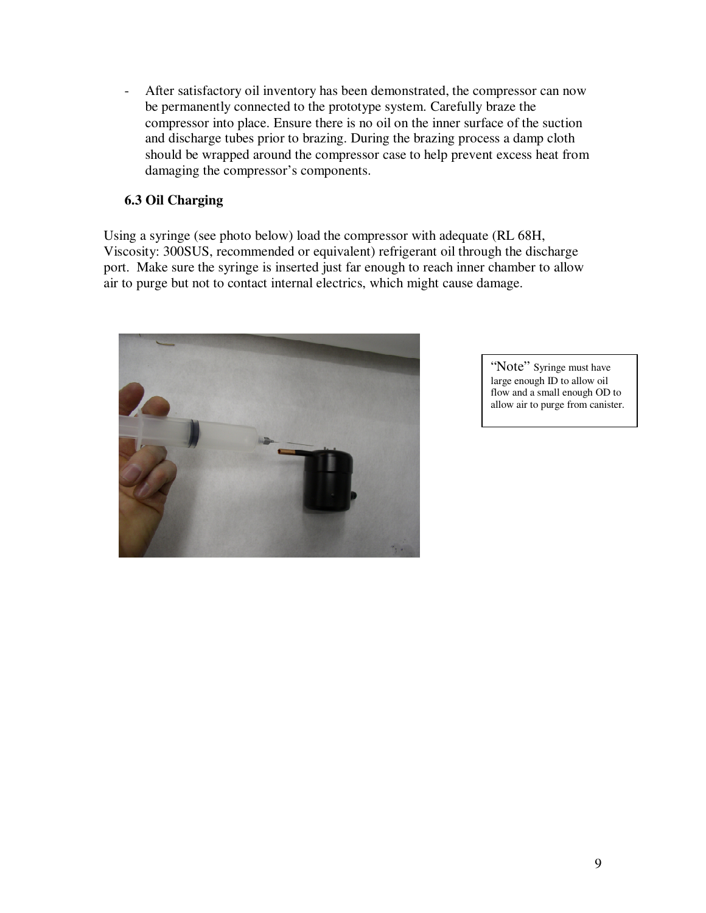- After satisfactory oil inventory has been demonstrated, the compressor can now be permanently connected to the prototype system. Carefully braze the compressor into place. Ensure there is no oil on the inner surface of the suction and discharge tubes prior to brazing. During the brazing process a damp cloth should be wrapped around the compressor case to help prevent excess heat from damaging the compressor's components.

### 6.3 Oil Charging

Using a syringe (see photo below) load the compressor with adequate (RL 68H, Viscosity: 300SUS, recommended or equivalent) refrigerant oil through the discharge port. Make sure the syringe is inserted just far enough to reach inner chamber to allow air to purge but not to contact internal electrics, which might cause damage.

"Note" Syringe must have large enough ID to allow oil flow and a small enough OD to allow air to purge from canister.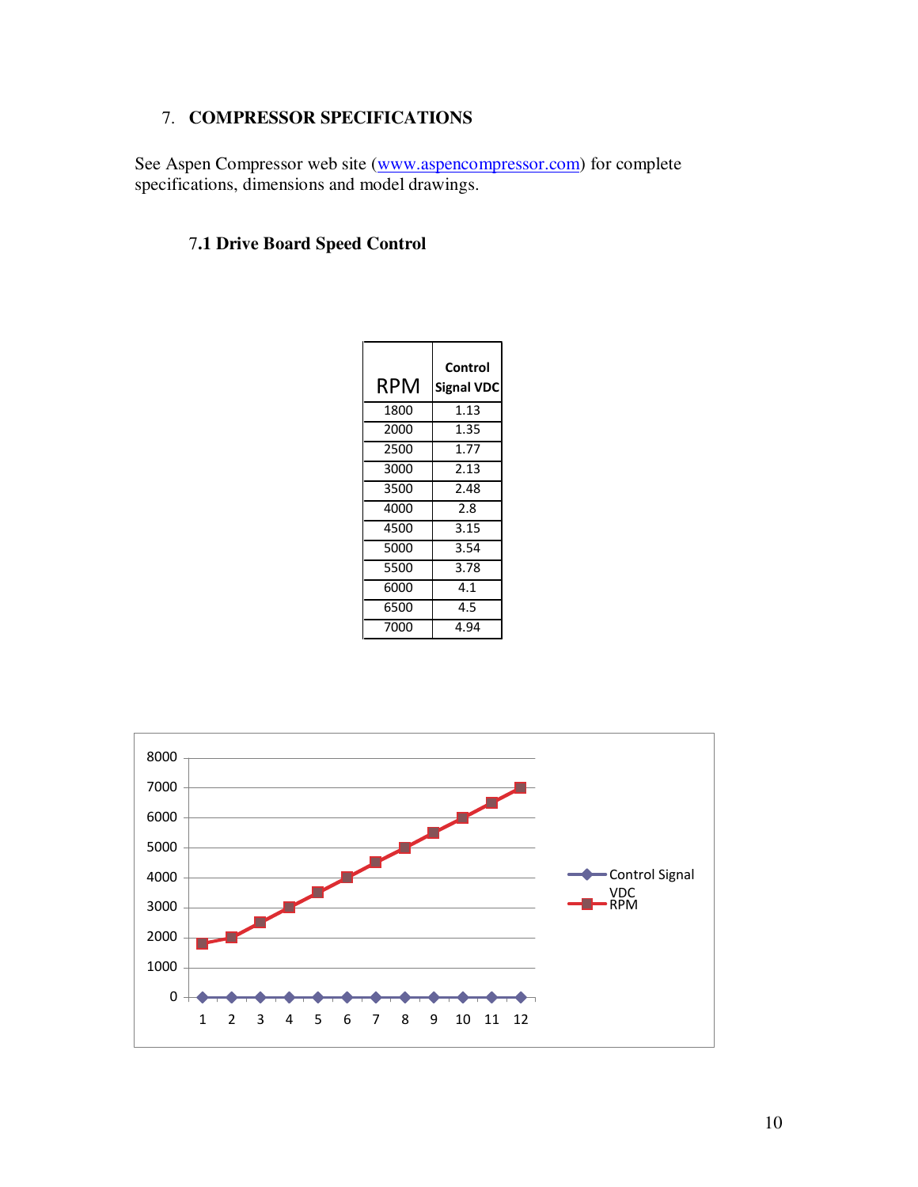## 7. COMPRESSOR SPECIFICATIONS

See Aspen Compressor web site (www.aspencompressor.com) for complete specifications, dimensions and model drawings.

### 7.1 Drive Board Speed Control

| RPM | Control Signal VDC |
|---|---|
| 1800 | 1.13 |
| 2000 | 1.35 |
| 2500 | 1.77 |
| 3000 | 2.13 |
| 3500 | 2.48 |
| 4000 | 2.8 |
| 4500 | 3.15 |
| 5000 | 3.54 |
| 5500 | 3.78 |
| 6000 | 4.1 |
| 6500 | 4.5 |
| 7000 | 4.94 |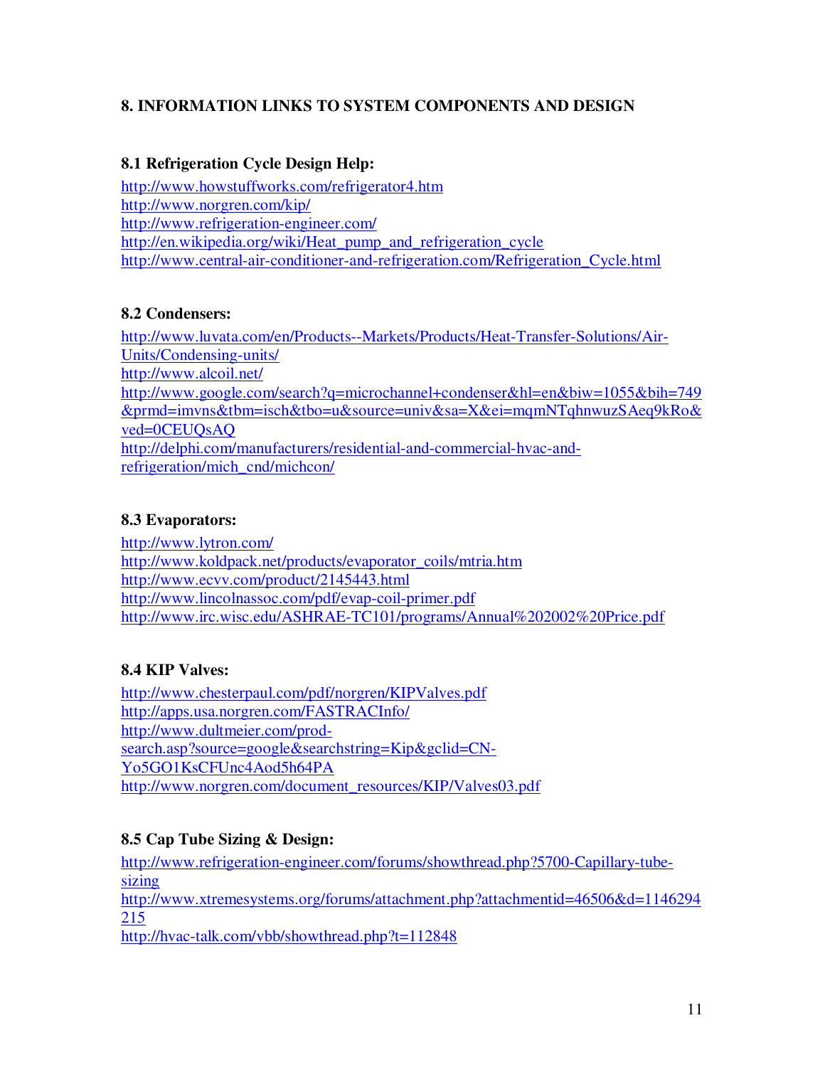## 8. INFORMATION LINKS TO SYSTEM COMPONENTS AND DESIGN

### 8.1 Refrigeration Cycle Design Help:

http://www.howstuffworks.com/refrigerator4.htm
http://www.norgren.com/kip/
http://www.refrigeration-engineer.com/
http://en.wikipedia.org/wiki/Heat_pump_and_refrigeration_cycle
http://www.central-air-conditioner-and-refrigeration.com/Refrigeration_Cycle.html

### 8.2 Condensers:

http://www.luvata.com/en/Products--Markets/Products/Heat-Transfer-Solutions/Air-Units/Condensing-units/
http://www.alcoil.net/
http://www.google.com/search?q=microchannel+condenser&hl=en&biw=1055&bih=749&prmd=imvns&tbm=isch&tbo=u&source=univ&sa=X&ei=mqmNTqhnwuzSAeq9kRo&ved=0CEUQsAQ
http://delphi.com/manufacturers/residential-and-commercial-hvac-and-refrigeration/mich_cnd/michcon/

### 8.3 Evaporators:

http://www.lytron.com/
http://www.koldpack.net/products/evaporator_coils/mtria.htm
http://www.ecvv.com/product/2145443.html
http://www.lincolnassoc.com/pdf/evap-coil-primer.pdf
http://www.irc.wisc.edu/ASHRAE-TC101/programs/Annual%202002%20Price.pdf

### 8.4 KIP Valves:

http://www.chesterpaul.com/pdf/norgren/KIPValves.pdf
http://apps.usa.norgren.com/FASTRACInfo/
http://www.dultmeier.com/prod-search.asp?source=google&searchstring=Kip&gclid=CN-Yo5GO1KsCFUnc4Aod5h64PA
http://www.norgren.com/document_resources/KIP/Valves03.pdf

### 8.5 Cap Tube Sizing & Design:

http://www.refrigeration-engineer.com/forums/showthread.php?5700-Capillary-tube-sizing
http://www.xtremesystems.org/forums/attachment.php?attachmentid=46506&d=1146294215
http://hvac-talk.com/vbb/showthread.php?t=112848